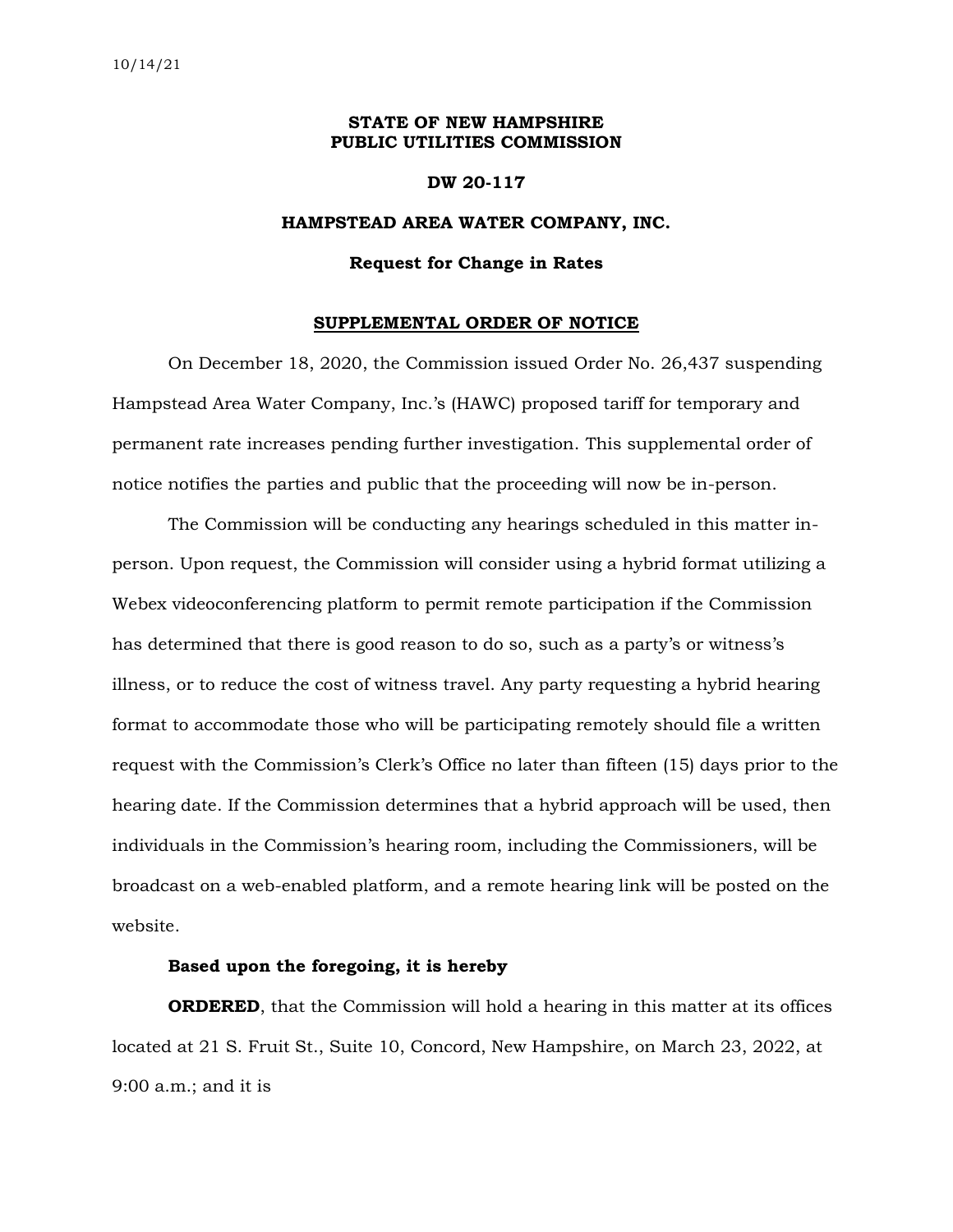10/14/21

**STATE OF NEW HAMPSHIRE**
**PUBLIC UTILITIES COMMISSION**

**DW 20-117**

**HAMPSTEAD AREA WATER COMPANY, INC.**

**Request for Change in Rates**

**SUPPLEMENTAL ORDER OF NOTICE**

On December 18, 2020, the Commission issued Order No. 26,437 suspending Hampstead Area Water Company, Inc.'s (HAWC) proposed tariff for temporary and permanent rate increases pending further investigation. This supplemental order of notice notifies the parties and public that the proceeding will now be in-person.

The Commission will be conducting any hearings scheduled in this matter in-person. Upon request, the Commission will consider using a hybrid format utilizing a Webex videoconferencing platform to permit remote participation if the Commission has determined that there is good reason to do so, such as a party's or witness's illness, or to reduce the cost of witness travel. Any party requesting a hybrid hearing format to accommodate those who will be participating remotely should file a written request with the Commission's Clerk's Office no later than fifteen (15) days prior to the hearing date. If the Commission determines that a hybrid approach will be used, then individuals in the Commission's hearing room, including the Commissioners, will be broadcast on a web-enabled platform, and a remote hearing link will be posted on the website.

**Based upon the foregoing, it is hereby**

**ORDERED**, that the Commission will hold a hearing in this matter at its offices located at 21 S. Fruit St., Suite 10, Concord, New Hampshire, on March 23, 2022, at 9:00 a.m.; and it is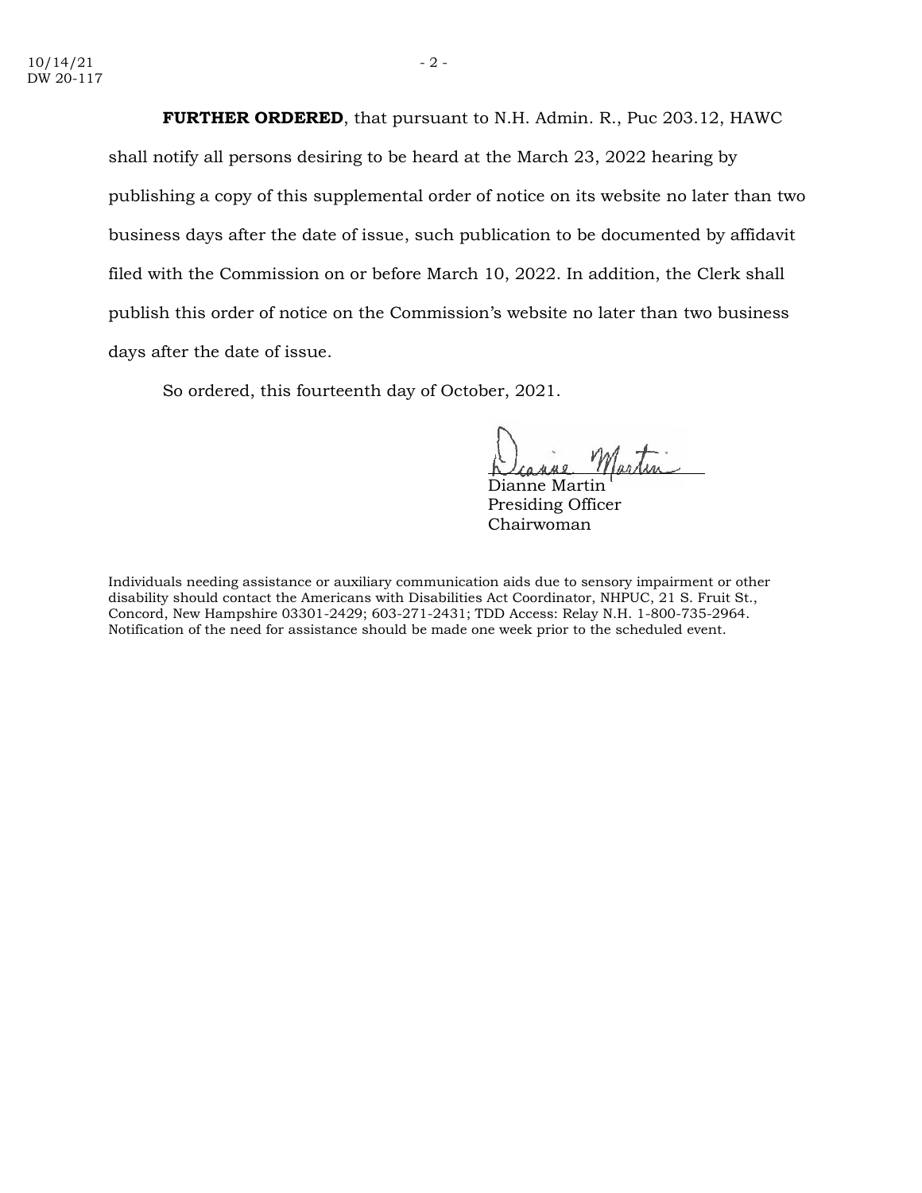**FURTHER ORDERED**, that pursuant to N.H. Admin. R., Puc 203.12, HAWC shall notify all persons desiring to be heard at the March 23, 2022 hearing by publishing a copy of this supplemental order of notice on its website no later than two business days after the date of issue, such publication to be documented by affidavit filed with the Commission on or before March 10, 2022. In addition, the Clerk shall publish this order of notice on the Commission's website no later than two business days after the date of issue.

So ordered, this fourteenth day of October, 2021.

Dianne Martin
Presiding Officer
Chairwoman

Individuals needing assistance or auxiliary communication aids due to sensory impairment or other disability should contact the Americans with Disabilities Act Coordinator, NHPUC, 21 S. Fruit St., Concord, New Hampshire 03301-2429; 603-271-2431; TDD Access: Relay N.H. 1-800-735-2964. Notification of the need for assistance should be made one week prior to the scheduled event.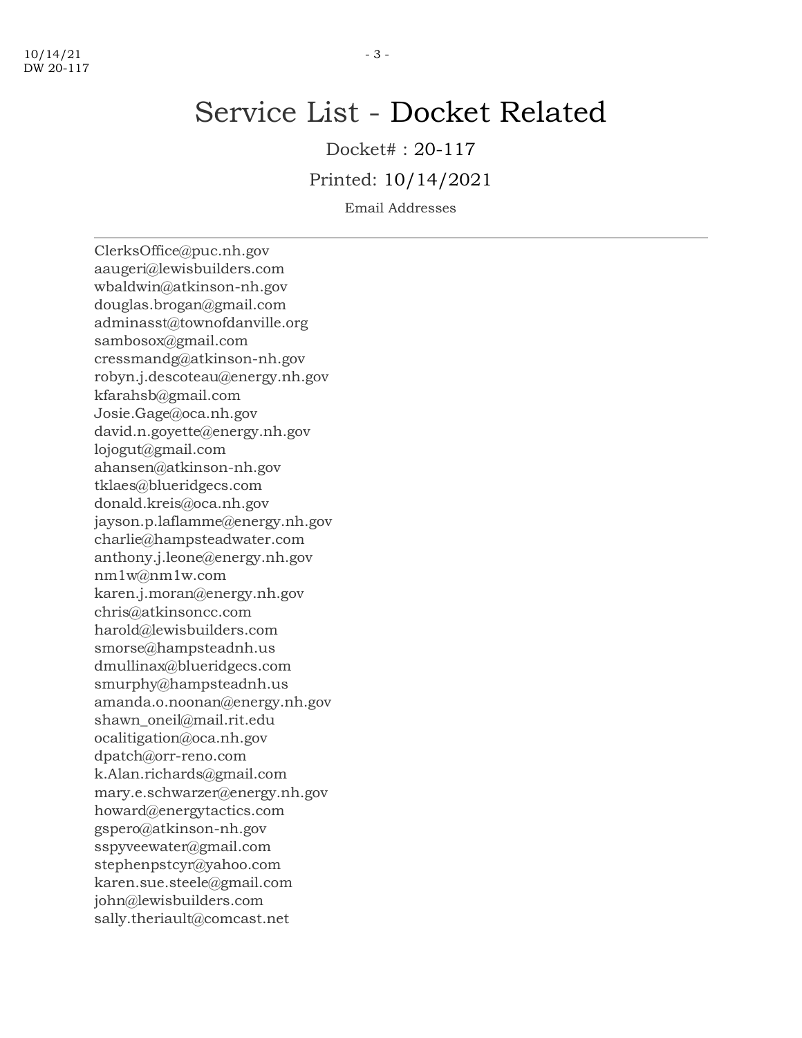# Service List - Docket Related

Docket# : 20-117

Printed: 10/14/2021

Email Addresses

---

ClerksOffice@puc.nh.gov
aaugeri@lewisbuilders.com
wbaldwin@atkinson-nh.gov
douglas.brogan@gmail.com
adminasst@townofdanville.org
sambosox@gmail.com
cressmandg@atkinson-nh.gov
robyn.j.descoteau@energy.nh.gov
kfarahsb@gmail.com
Josie.Gage@oca.nh.gov
david.n.goyette@energy.nh.gov
lojogut@gmail.com
ahansen@atkinson-nh.gov
tklaes@blueridgecs.com
donald.kreis@oca.nh.gov
jayson.p.laflamme@energy.nh.gov
charlie@hampsteadwater.com
anthony.j.leone@energy.nh.gov
nm1w@nm1w.com
karen.j.moran@energy.nh.gov
chris@atkinsoncc.com
harold@lewisbuilders.com
smorse@hampsteadnh.us
dmullinax@blueridgecs.com
smurphy@hampsteadnh.us
amanda.o.noonan@energy.nh.gov
shawn_oneil@mail.rit.edu
ocalitigation@oca.nh.gov
dpatch@orr-reno.com
k.Alan.richards@gmail.com
mary.e.schwarzer@energy.nh.gov
howard@energytactics.com
gspero@atkinson-nh.gov
sspyveewater@gmail.com
stephenpstcyr@yahoo.com
karen.sue.steele@gmail.com
john@lewisbuilders.com
sally.theriault@comcast.net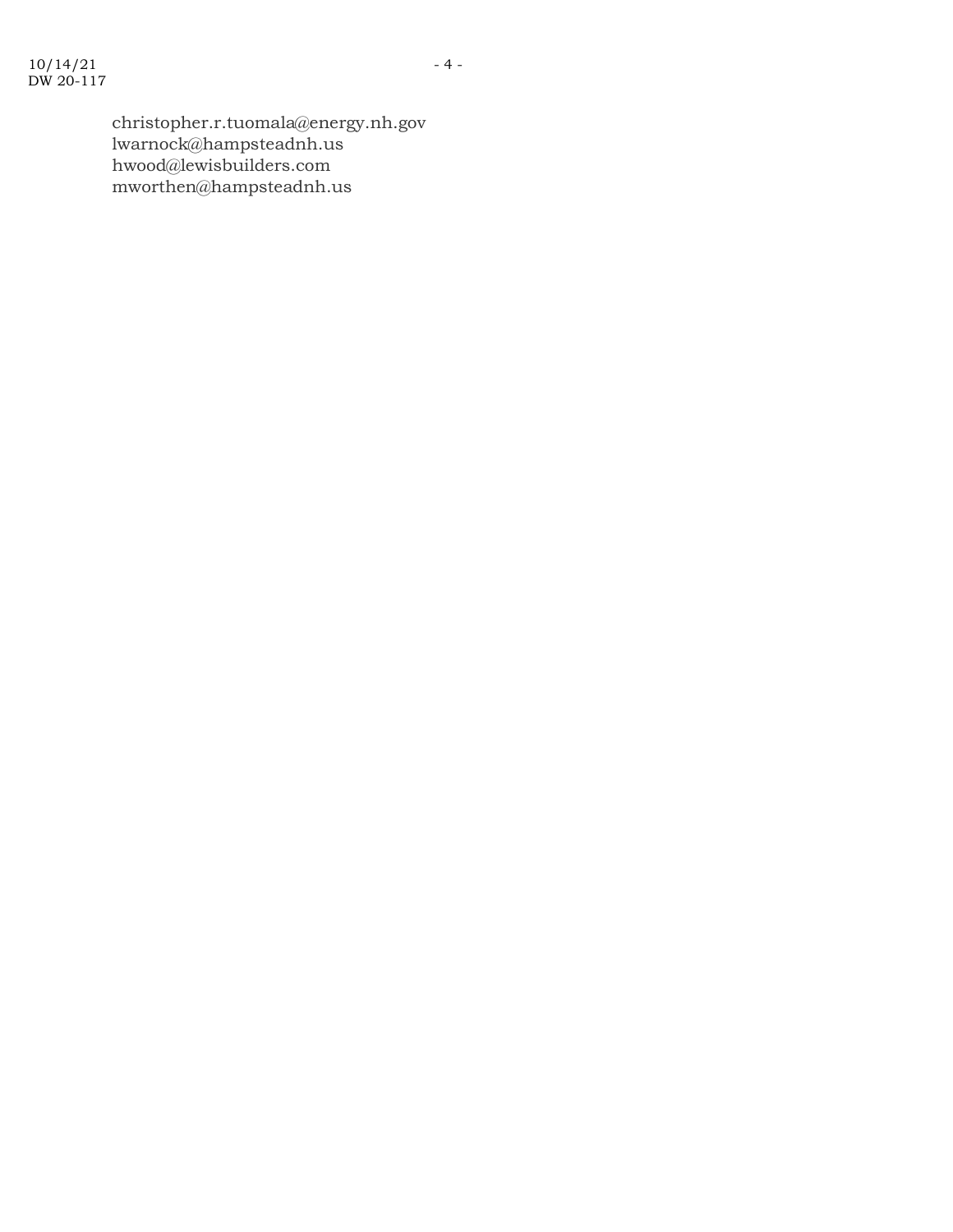christopher.r.tuomala@energy.nh.gov
lwarnock@hampsteadnh.us
hwood@lewisbuilders.com
mworthen@hampsteadnh.us